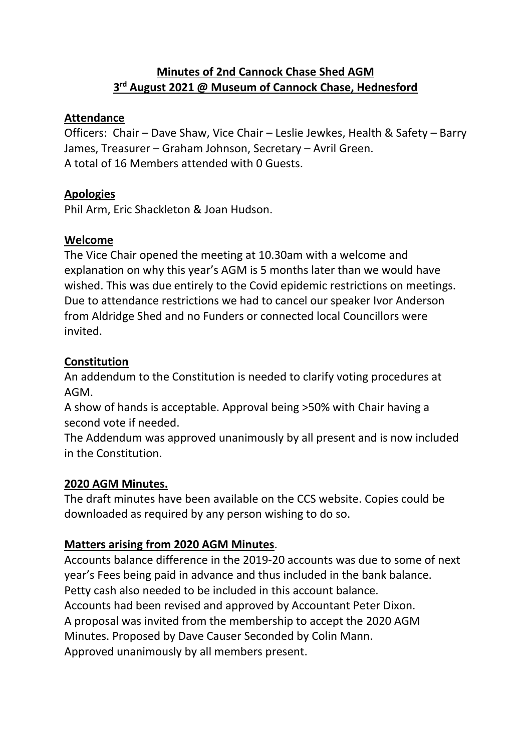# Minutes of 2nd Cannock Chase Shed AGM
# 3rd August 2021 @ Museum of Cannock Chase, Hednesford

## Attendance

Officers: Chair – Dave Shaw, Vice Chair – Leslie Jewkes, Health & Safety – Barry James, Treasurer – Graham Johnson, Secretary – Avril Green.
A total of 16 Members attended with 0 Guests.

## Apologies

Phil Arm, Eric Shackleton & Joan Hudson.

## Welcome

The Vice Chair opened the meeting at 10.30am with a welcome and explanation on why this year's AGM is 5 months later than we would have wished. This was due entirely to the Covid epidemic restrictions on meetings. Due to attendance restrictions we had to cancel our speaker Ivor Anderson from Aldridge Shed and no Funders or connected local Councillors were invited.

## Constitution

An addendum to the Constitution is needed to clarify voting procedures at AGM.
A show of hands is acceptable. Approval being >50% with Chair having a second vote if needed.
The Addendum was approved unanimously by all present and is now included in the Constitution.

## 2020 AGM Minutes.

The draft minutes have been available on the CCS website. Copies could be downloaded as required by any person wishing to do so.

## Matters arising from 2020 AGM Minutes.

Accounts balance difference in the 2019-20 accounts was due to some of next year's Fees being paid in advance and thus included in the bank balance.
Petty cash also needed to be included in this account balance.
Accounts had been revised and approved by Accountant Peter Dixon.
A proposal was invited from the membership to accept the 2020 AGM Minutes. Proposed by Dave Causer Seconded by Colin Mann.
Approved unanimously by all members present.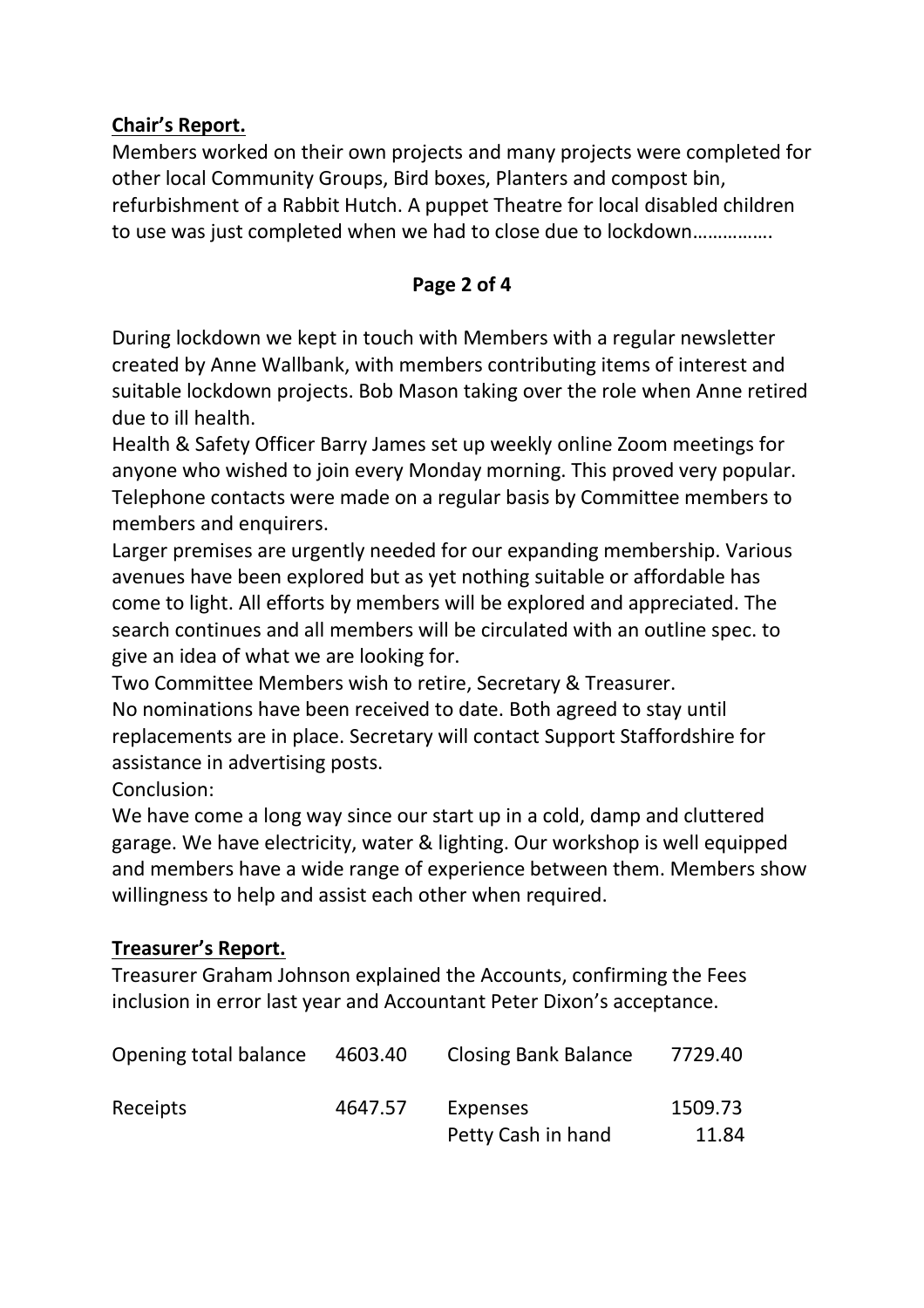**Chair's Report.**

Members worked on their own projects and many projects were completed for other local Community Groups, Bird boxes, Planters and compost bin, refurbishment of a Rabbit Hutch. A puppet Theatre for local disabled children to use was just completed when we had to close due to lockdown…………….

During lockdown we kept in touch with Members with a regular newsletter created by Anne Wallbank, with members contributing items of interest and suitable lockdown projects. Bob Mason taking over the role when Anne retired due to ill health.

Health & Safety Officer Barry James set up weekly online Zoom meetings for anyone who wished to join every Monday morning. This proved very popular.

Telephone contacts were made on a regular basis by Committee members to members and enquirers.

Larger premises are urgently needed for our expanding membership. Various avenues have been explored but as yet nothing suitable or affordable has come to light. All efforts by members will be explored and appreciated. The search continues and all members will be circulated with an outline spec. to give an idea of what we are looking for.

Two Committee Members wish to retire, Secretary & Treasurer.

No nominations have been received to date. Both agreed to stay until replacements are in place. Secretary will contact Support Staffordshire for assistance in advertising posts.

Conclusion:

We have come a long way since our start up in a cold, damp and cluttered garage. We have electricity, water & lighting. Our workshop is well equipped and members have a wide range of experience between them. Members show willingness to help and assist each other when required.

**Treasurer's Report.**

Treasurer Graham Johnson explained the Accounts, confirming the Fees inclusion in error last year and Accountant Peter Dixon's acceptance.

| | | | |
|---|---|---|---|
| Opening total balance | 4603.40 | Closing Bank Balance | 7729.40 |
| Receipts | 4647.57 | Expenses | 1509.73 |
| | | Petty Cash in hand | 11.84 |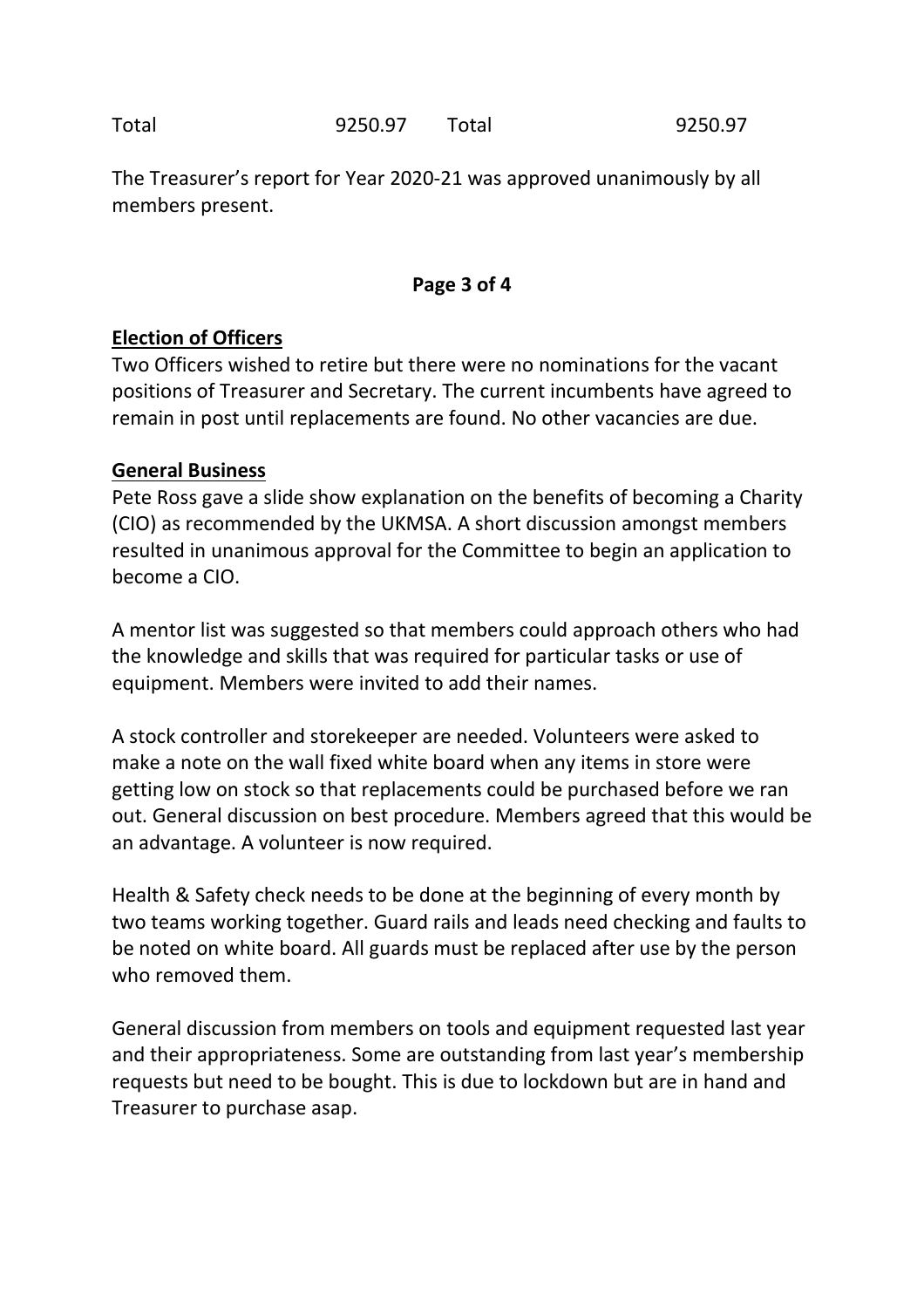| Total | 9250.97 | Total | 9250.97 |
|---|---|---|---|

The Treasurer's report for Year 2020-21 was approved unanimously by all members present.

**Election of Officers**

Two Officers wished to retire but there were no nominations for the vacant positions of Treasurer and Secretary. The current incumbents have agreed to remain in post until replacements are found. No other vacancies are due.

**General Business**

Pete Ross gave a slide show explanation on the benefits of becoming a Charity (CIO) as recommended by the UKMSA. A short discussion amongst members resulted in unanimous approval for the Committee to begin an application to become a CIO.

A mentor list was suggested so that members could approach others who had the knowledge and skills that was required for particular tasks or use of equipment. Members were invited to add their names.

A stock controller and storekeeper are needed. Volunteers were asked to make a note on the wall fixed white board when any items in store were getting low on stock so that replacements could be purchased before we ran out. General discussion on best procedure. Members agreed that this would be an advantage. A volunteer is now required.

Health & Safety check needs to be done at the beginning of every month by two teams working together. Guard rails and leads need checking and faults to be noted on white board. All guards must be replaced after use by the person who removed them.

General discussion from members on tools and equipment requested last year and their appropriateness. Some are outstanding from last year's membership requests but need to be bought. This is due to lockdown but are in hand and Treasurer to purchase asap.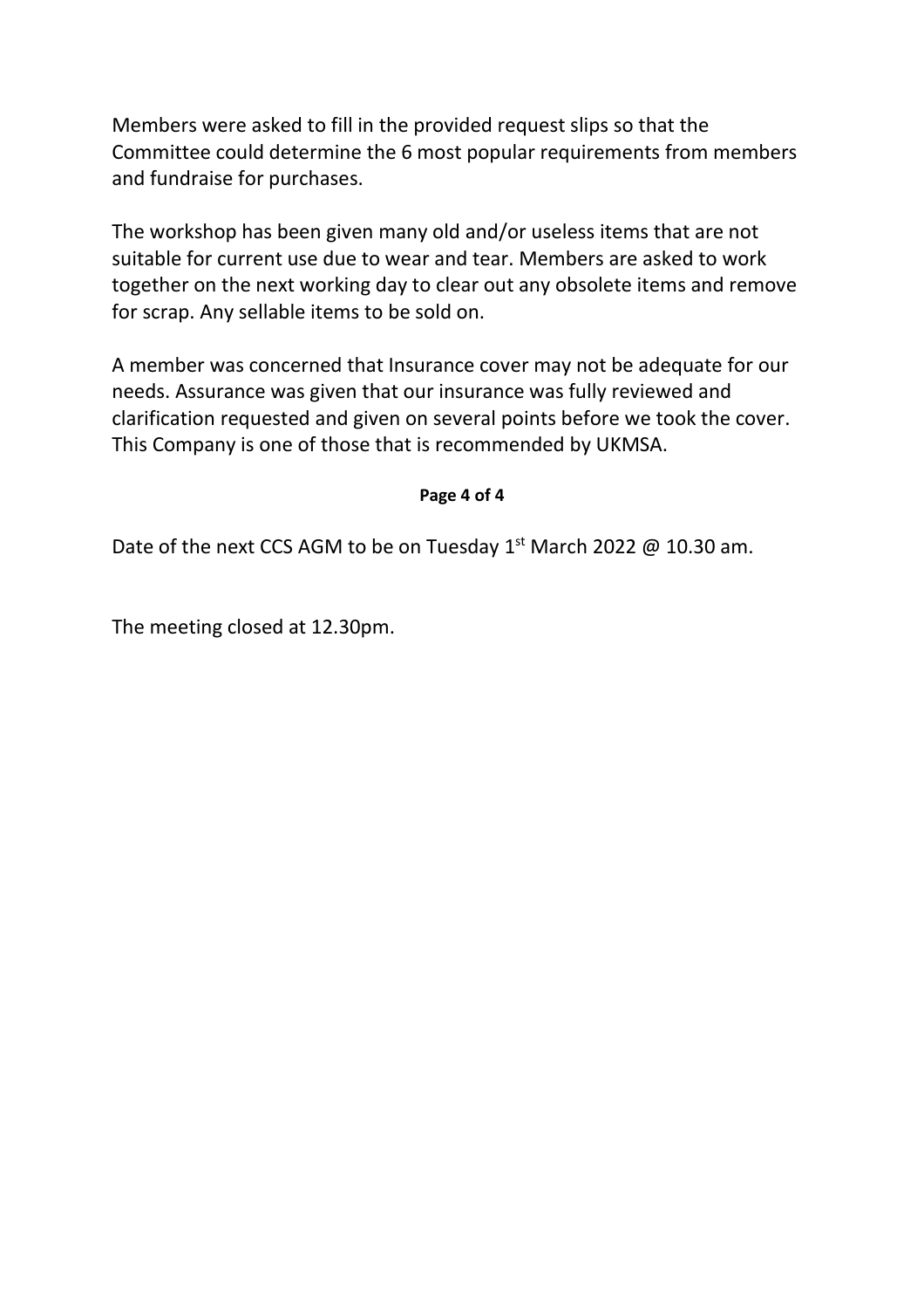Members were asked to fill in the provided request slips so that the Committee could determine the 6 most popular requirements from members and fundraise for purchases.

The workshop has been given many old and/or useless items that are not suitable for current use due to wear and tear. Members are asked to work together on the next working day to clear out any obsolete items and remove for scrap. Any sellable items to be sold on.

A member was concerned that Insurance cover may not be adequate for our needs. Assurance was given that our insurance was fully reviewed and clarification requested and given on several points before we took the cover. This Company is one of those that is recommended by UKMSA.

Date of the next CCS AGM to be on Tuesday 1st March 2022 @ 10.30 am.

The meeting closed at 12.30pm.